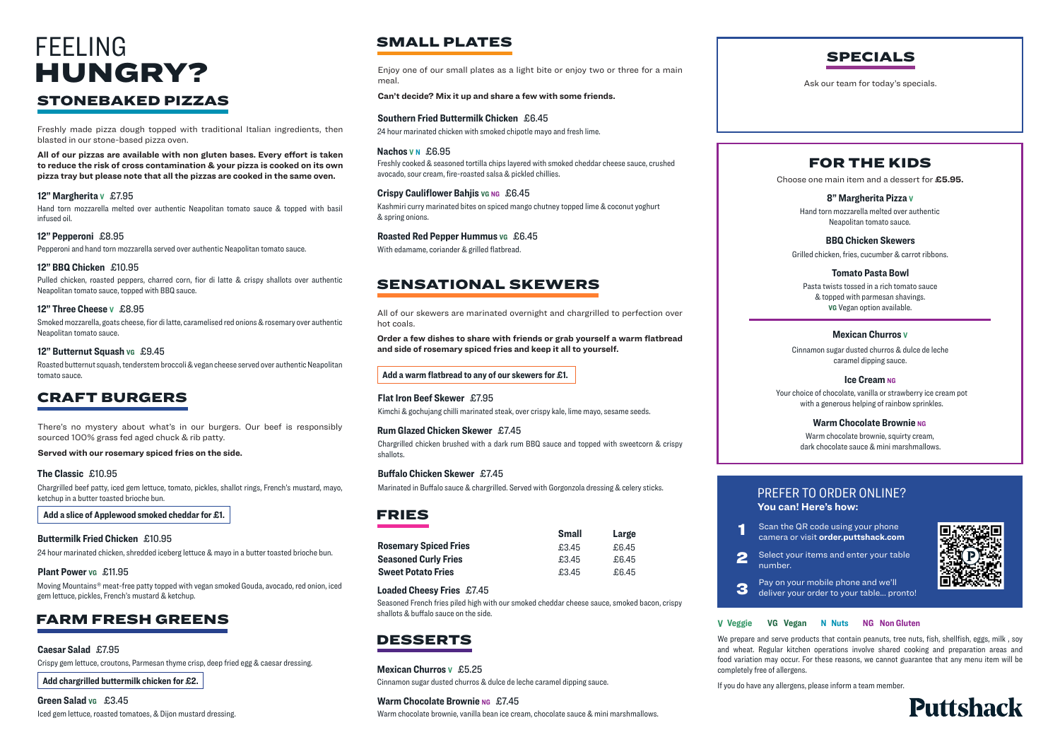# FEELING **HUNGRY?**

## STONEBAKED PIZZAS

Freshly made pizza dough topped with traditional Italian ingredients, then blasted in our stone-based pizza oven.

**All of our pizzas are available with non gluten bases. Every effort is taken to reduce the risk of cross contamination & your pizza is cooked on its own pizza tray but please note that all the pizzas are cooked in the same oven.**

**12" Margherita** V £7.95
Hand torn mozzarella melted over authentic Neapolitan tomato sauce & topped with basil infused oil.

**12" Pepperoni** £8.95
Pepperoni and hand torn mozzarella served over authentic Neapolitan tomato sauce.

**12" BBQ Chicken** £10.95
Pulled chicken, roasted peppers, charred corn, fior di latte & crispy shallots over authentic Neapolitan tomato sauce, topped with BBQ sauce.

**12" Three Cheese** V £8.95
Smoked mozzarella, goats cheese, fior di latte, caramelised red onions & rosemary over authentic Neapolitan tomato sauce.

**12" Butternut Squash** VG £9.45
Roasted butternut squash, tenderstem broccoli & vegan cheese served over authentic Neapolitan tomato sauce.

## CRAFT BURGERS

There's no mystery about what's in our burgers. Our beef is responsibly sourced 100% grass fed aged chuck & rib patty.

**Served with our rosemary spiced fries on the side.**

**The Classic** £10.95
Chargrilled beef patty, iced gem lettuce, tomato, pickles, shallot rings, French's mustard, mayo, ketchup in a butter toasted brioche bun.

**Add a slice of Applewood smoked cheddar for £1.**

**Buttermilk Fried Chicken** £10.95
24 hour marinated chicken, shredded iceberg lettuce & mayo in a butter toasted brioche bun.

**Plant Power** VG £11.95
Moving Mountains® meat-free patty topped with vegan smoked Gouda, avocado, red onion, iced gem lettuce, pickles, French's mustard & ketchup.

## FARM FRESH GREENS

**Caesar Salad** £7.95
Crispy gem lettuce, croutons, Parmesan thyme crisp, deep fried egg & caesar dressing.

**Add chargrilled buttermilk chicken for £2.**

**Green Salad** VG £3.45
Iced gem lettuce, roasted tomatoes, & Dijon mustard dressing.

## SMALL PLATES

Enjoy one of our small plates as a light bite or enjoy two or three for a main meal.

**Can't decide? Mix it up and share a few with some friends.**

**Southern Fried Buttermilk Chicken** £6.45
24 hour marinated chicken with smoked chipotle mayo and fresh lime.

**Nachos** V N £6.95
Freshly cooked & seasoned tortilla chips layered with smoked cheddar cheese sauce, crushed avocado, sour cream, fire-roasted salsa & pickled chillies.

**Crispy Cauliflower Bahjis** VG NG £6.45
Kashmiri curry marinated bites on spiced mango chutney topped lime & coconut yoghurt & spring onions.

**Roasted Red Pepper Hummus** VG £6.45
With edamame, coriander & grilled flatbread.

## SENSATIONAL SKEWERS

All of our skewers are marinated overnight and chargrilled to perfection over hot coals.

**Order a few dishes to share with friends or grab yourself a warm flatbread and side of rosemary spiced fries and keep it all to yourself.**

**Add a warm flatbread to any of our skewers for £1.**

**Flat Iron Beef Skewer** £7.95
Kimchi & gochujang chilli marinated steak, over crispy kale, lime mayo, sesame seeds.

**Rum Glazed Chicken Skewer** £7.45
Chargrilled chicken brushed with a dark rum BBQ sauce and topped with sweetcorn & crispy shallots.

**Buffalo Chicken Skewer** £7.45
Marinated in Buffalo sauce & chargrilled. Served with Gorgonzola dressing & celery sticks.

## FRIES

| | Small | Large |
|---|---|---|
| **Rosemary Spiced Fries** | £3.45 | £6.45 |
| **Seasoned Curly Fries** | £3.45 | £6.45 |
| **Sweet Potato Fries** | £3.45 | £6.45 |

**Loaded Cheesy Fries** £7.45
Seasoned French fries piled high with our smoked cheddar cheese sauce, smoked bacon, crispy shallots & buffalo sauce on the side.

## DESSERTS

**Mexican Churros** V £5.25
Cinnamon sugar dusted churros & dulce de leche caramel dipping sauce.

**Warm Chocolate Brownie** NG £7.45
Warm chocolate brownie, vanilla bean ice cream, chocolate sauce & mini marshmallows.

## SPECIALS

Ask our team for today's specials.

## FOR THE KIDS

Choose one main item and a dessert for **£5.95.**

**8" Margherita Pizza** V
Hand torn mozzarella melted over authentic Neapolitan tomato sauce.

**BBQ Chicken Skewers**
Grilled chicken, fries, cucumber & carrot ribbons.

**Tomato Pasta Bowl**
Pasta twists tossed in a rich tomato sauce & topped with parmesan shavings.
VG Vegan option available.

**Mexican Churros** V
Cinnamon sugar dusted churros & dulce de leche caramel dipping sauce.

**Ice Cream** NG
Your choice of chocolate, vanilla or strawberry ice cream pot with a generous helping of rainbow sprinkles.

**Warm Chocolate Brownie** NG
Warm chocolate brownie, squirty cream, dark chocolate sauce & mini marshmallows.

## PREFER TO ORDER ONLINE?

**You can! Here's how:**

1. Scan the QR code using your phone camera or visit **order.puttshack.com**
2. Select your items and enter your table number.
3. Pay on your mobile phone and we'll deliver your order to your table... pronto!

**V** Veggie **VG** Vegan **N** Nuts **NG** Non Gluten

We prepare and serve products that contain peanuts, tree nuts, fish, shellfish, eggs, milk , soy and wheat. Regular kitchen operations involve shared cooking and preparation areas and food variation may occur. For these reasons, we cannot guarantee that any menu item will be completely free of allergens.

If you do have any allergens, please inform a team member.

Puttshack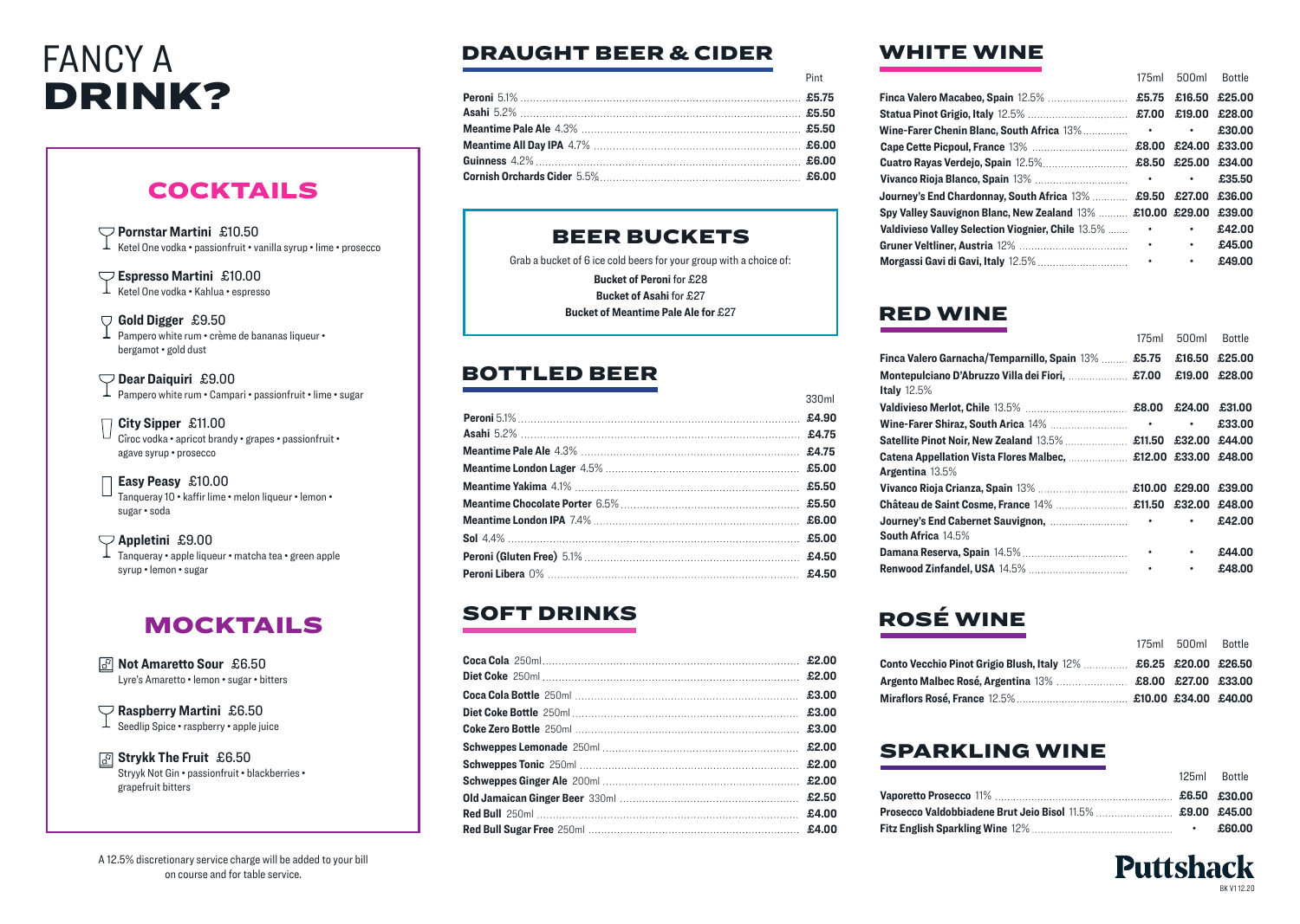# FANCY A DRINK?

## COCKTAILS

**Pornstar Martini** £10.50
Ketel One vodka • passionfruit • vanilla syrup • lime • prosecco

**Espresso Martini** £10.00
Ketel One vodka • Kahlua • espresso

**Gold Digger** £9.50
Pampero white rum • crème de bananas liqueur • bergamot • gold dust

**Dear Daiquiri** £9.00
Pampero white rum • Campari • passionfruit • lime • sugar

**City Sipper** £11.00
Cîroc vodka • apricot brandy • grapes • passionfruit • agave syrup • prosecco

**Easy Peasy** £10.00
Tanqueray 10 • kaffir lime • melon liqueur • lemon • sugar • soda

**Appletini** £9.00
Tanqueray • apple liqueur • matcha tea • green apple syrup • lemon • sugar

## MOCKTAILS

**Not Amaretto Sour** £6.50
Lyre's Amaretto • lemon • sugar • bitters

**Raspberry Martini** £6.50
Seedlip Spice • raspberry • apple juice

**Strykk The Fruit** £6.50
Stryyk Not Gin • passionfruit • blackberries • grapefruit bitters

A 12.5% discretionary service charge will be added to your bill on course and for table service.

## DRAUGHT BEER & CIDER

| | Pint |
|---|---|
| **Peroni** 5.1% | £5.75 |
| **Asahi** 5.2% | £5.50 |
| **Meantime Pale Ale** 4.3% | £5.50 |
| **Meantime All Day IPA** 4.7% | £6.00 |
| **Guinness** 4.2% | £6.00 |
| **Cornish Orchards Cider** 5.5% | £6.00 |

## BEER BUCKETS

Grab a bucket of 6 ice cold beers for your group with a choice of:

**Bucket of Peroni** for £28
**Bucket of Asahi** for £27
**Bucket of Meantime Pale Ale for** £27

## BOTTLED BEER

| | 330ml |
|---|---|
| **Peroni** 5.1% | £4.90 |
| **Asahi** 5.2% | £4.75 |
| **Meantime Pale Ale** 4.3% | £4.75 |
| **Meantime London Lager** 4.5% | £5.00 |
| **Meantime Yakima** 4.1% | £5.50 |
| **Meantime Chocolate Porter** 6.5% | £5.50 |
| **Meantime London IPA** 7.4% | £6.00 |
| **Sol** 4.4% | £5.00 |
| **Peroni (Gluten Free)** 5.1% | £4.50 |
| **Peroni Libera** 0% | £4.50 |

## SOFT DRINKS

| | |
|---|---|
| **Coca Cola** 250ml | £2.00 |
| **Diet Coke** 250ml | £2.00 |
| **Coca Cola Bottle** 250ml | £3.00 |
| **Diet Coke Bottle** 250ml | £3.00 |
| **Coke Zero Bottle** 250ml | £3.00 |
| **Schweppes Lemonade** 250ml | £2.00 |
| **Schweppes Tonic** 250ml | £2.00 |
| **Schweppes Ginger Ale** 200ml | £2.00 |
| **Old Jamaican Ginger Beer** 330ml | £2.50 |
| **Red Bull** 250ml | £4.00 |
| **Red Bull Sugar Free** 250ml | £4.00 |

## WHITE WINE

| | 175ml | 500ml | Bottle |
|---|---|---|---|
| **Finca Valero Macabeo, Spain** 12.5% | £5.75 | £16.50 | £25.00 |
| **Statua Pinot Grigio, Italy** 12.5% | £7.00 | £19.00 | £28.00 |
| **Wine-Farer Chenin Blanc, South Africa** 13% | • | • | £30.00 |
| **Cape Cette Picpoul, France** 13% | £8.00 | £24.00 | £33.00 |
| **Cuatro Rayas Verdejo, Spain** 12.5% | £8.50 | £25.00 | £34.00 |
| **Vivanco Rioja Blanco, Spain** 13% | • | • | £35.50 |
| **Journey's End Chardonnay, South Africa** 13% | £9.50 | £27.00 | £36.00 |
| **Spy Valley Sauvignon Blanc, New Zealand** 13% | £10.00 | £29.00 | £39.00 |
| **Valdivieso Valley Selection Viognier, Chile** 13.5% | • | • | £42.00 |
| **Gruner Veltliner, Austria** 12% | • | • | £45.00 |
| **Morgassi Gavi di Gavi, Italy** 12.5% | • | • | £49.00 |

## RED WINE

| | 175ml | 500ml | Bottle |
|---|---|---|---|
| **Finca Valero Garnacha/Temparnillo, Spain** 13% | £5.75 | £16.50 | £25.00 |
| **Montepulciano D'Abruzzo Villa dei Fiori, Italy** 12.5% | £7.00 | £19.00 | £28.00 |
| **Valdivieso Merlot, Chile** 13.5% | £8.00 | £24.00 | £31.00 |
| **Wine-Farer Shiraz, South Arica** 14% | • | • | £33.00 |
| **Satellite Pinot Noir, New Zealand** 13.5% | £11.50 | £32.00 | £44.00 |
| **Catena Appellation Vista Flores Malbec, Argentina** 13.5% | £12.00 | £33.00 | £48.00 |
| **Vivanco Rioja Crianza, Spain** 13% | £10.00 | £29.00 | £39.00 |
| **Château de Saint Cosme, France** 14% | £11.50 | £32.00 | £48.00 |
| **Journey's End Cabernet Sauvignon, South Africa** 14.5% | • | • | £42.00 |
| **Damana Reserva, Spain** 14.5% | • | • | £44.00 |
| **Renwood Zinfandel, USA** 14.5% | • | • | £48.00 |

## ROSÉ WINE

| | 175ml | 500ml | Bottle |
|---|---|---|---|
| **Conto Vecchio Pinot Grigio Blush, Italy** 12% | £6.25 | £20.00 | £26.50 |
| **Argento Malbec Rosé, Argentina** 13% | £8.00 | £27.00 | £33.00 |
| **Miraflors Rosé, France** 12.5% | £10.00 | £34.00 | £40.00 |

## SPARKLING WINE

| | 125ml | Bottle |
|---|---|---|
| **Vaporetto Prosecco** 11% | £6.50 | £30.00 |
| **Prosecco Valdobbiadene Brut Jeio Bisol** 11.5% | £9.00 | £45.00 |
| **Fitz English Sparkling Wine** 12% | • | £60.00 |

Puttshack

BK V1 12.20